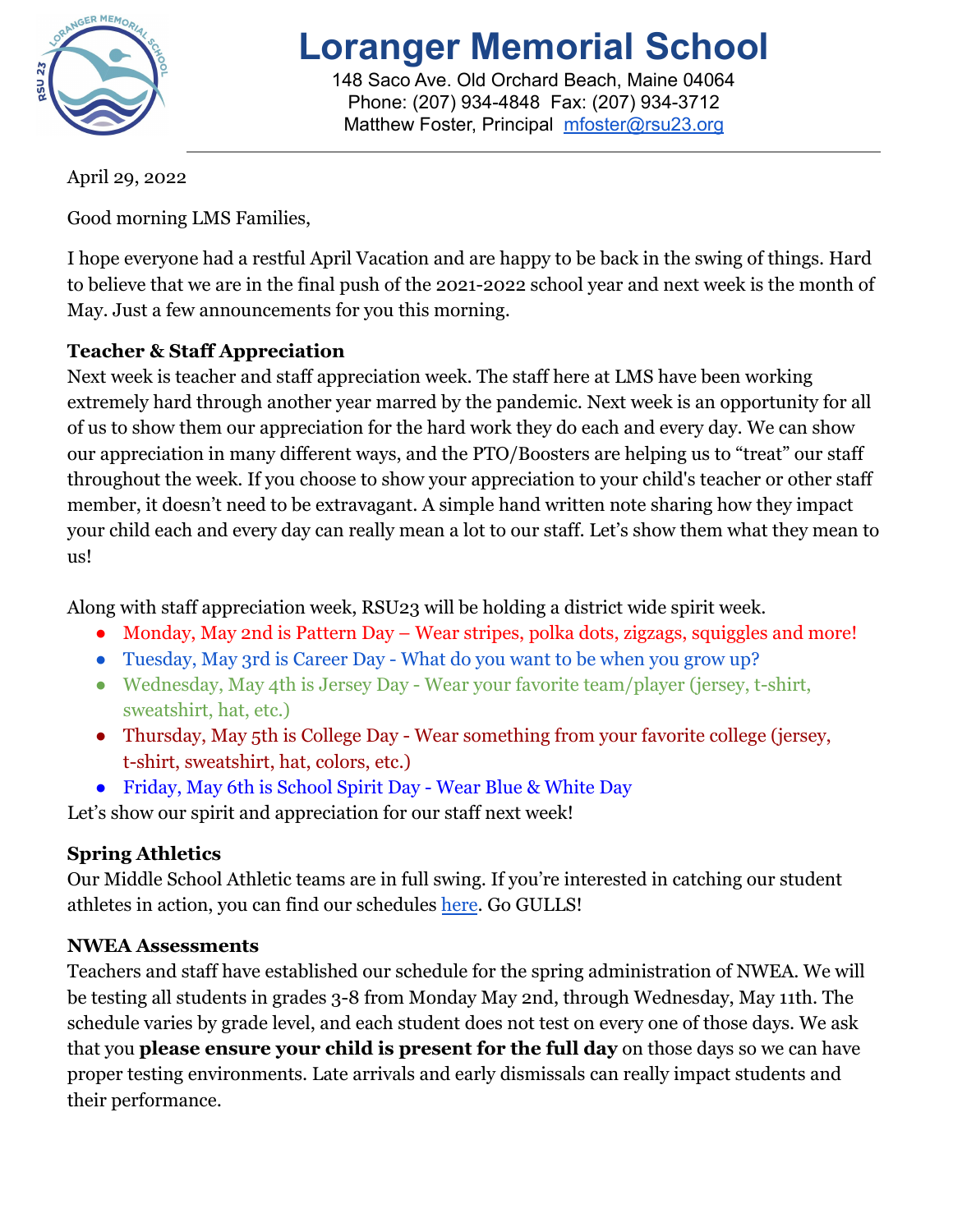# Loranger Memorial School

148 Saco Ave. Old Orchard Beach, Maine 04064
Phone: (207) 934-4848 Fax: (207) 934-3712
Matthew Foster, Principal [mfoster@rsu23.org](mailto:mfoster@rsu23.org)

April 29, 2022

Good morning LMS Families,

I hope everyone had a restful April Vacation and are happy to be back in the swing of things. Hard to believe that we are in the final push of the 2021-2022 school year and next week is the month of May. Just a few announcements for you this morning.

**Teacher & Staff Appreciation**

Next week is teacher and staff appreciation week. The staff here at LMS have been working extremely hard through another year marred by the pandemic. Next week is an opportunity for all of us to show them our appreciation for the hard work they do each and every day. We can show our appreciation in many different ways, and the PTO/Boosters are helping us to "treat" our staff throughout the week. If you choose to show your appreciation to your child's teacher or other staff member, it doesn't need to be extravagant. A simple hand written note sharing how they impact your child each and every day can really mean a lot to our staff. Let's show them what they mean to us!

Along with staff appreciation week, RSU23 will be holding a district wide spirit week.

- Monday, May 2nd is Pattern Day – Wear stripes, polka dots, zigzags, squiggles and more!
- Tuesday, May 3rd is Career Day - What do you want to be when you grow up?
- Wednesday, May 4th is Jersey Day - Wear your favorite team/player (jersey, t-shirt, sweatshirt, hat, etc.)
- Thursday, May 5th is College Day - Wear something from your favorite college (jersey, t-shirt, sweatshirt, hat, colors, etc.)
- Friday, May 6th is School Spirit Day - Wear Blue & White Day

Let's show our spirit and appreciation for our staff next week!

**Spring Athletics**

Our Middle School Athletic teams are in full swing. If you're interested in catching our student athletes in action, you can find our schedules here. Go GULLS!

**NWEA Assessments**

Teachers and staff have established our schedule for the spring administration of NWEA. We will be testing all students in grades 3-8 from Monday May 2nd, through Wednesday, May 11th. The schedule varies by grade level, and each student does not test on every one of those days. We ask that you **please ensure your child is present for the full day** on those days so we can have proper testing environments. Late arrivals and early dismissals can really impact students and their performance.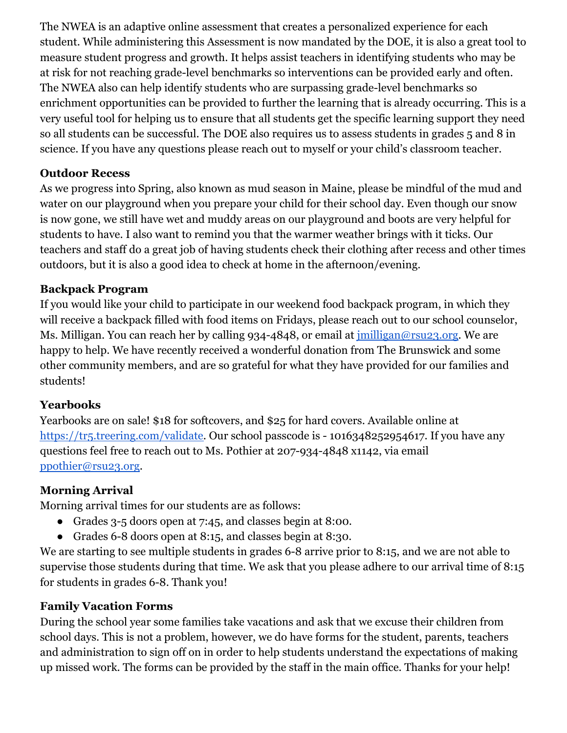The NWEA is an adaptive online assessment that creates a personalized experience for each student. While administering this Assessment is now mandated by the DOE, it is also a great tool to measure student progress and growth. It helps assist teachers in identifying students who may be at risk for not reaching grade-level benchmarks so interventions can be provided early and often. The NWEA also can help identify students who are surpassing grade-level benchmarks so enrichment opportunities can be provided to further the learning that is already occurring. This is a very useful tool for helping us to ensure that all students get the specific learning support they need so all students can be successful. The DOE also requires us to assess students in grades 5 and 8 in science. If you have any questions please reach out to myself or your child's classroom teacher.

**Outdoor Recess**

As we progress into Spring, also known as mud season in Maine, please be mindful of the mud and water on our playground when you prepare your child for their school day. Even though our snow is now gone, we still have wet and muddy areas on our playground and boots are very helpful for students to have. I also want to remind you that the warmer weather brings with it ticks. Our teachers and staff do a great job of having students check their clothing after recess and other times outdoors, but it is also a good idea to check at home in the afternoon/evening.

**Backpack Program**

If you would like your child to participate in our weekend food backpack program, in which they will receive a backpack filled with food items on Fridays, please reach out to our school counselor, Ms. Milligan. You can reach her by calling 934-4848, or email at [jmilligan@rsu23.org](mailto:jmilligan@rsu23.org). We are happy to help. We have recently received a wonderful donation from The Brunswick and some other community members, and are so grateful for what they have provided for our families and students!

**Yearbooks**

Yearbooks are on sale! $18 for softcovers, and $25 for hard covers. Available online at [https://tr5.treering.com/validate](https://tr5.treering.com/validate). Our school passcode is - 1016348252954617. If you have any questions feel free to reach out to Ms. Pothier at 207-934-4848 x1142, via email [ppothier@rsu23.org](mailto:ppothier@rsu23.org).

**Morning Arrival**

Morning arrival times for our students are as follows:

- Grades 3-5 doors open at 7:45, and classes begin at 8:00.
- Grades 6-8 doors open at 8:15, and classes begin at 8:30.

We are starting to see multiple students in grades 6-8 arrive prior to 8:15, and we are not able to supervise those students during that time. We ask that you please adhere to our arrival time of 8:15 for students in grades 6-8. Thank you!

**Family Vacation Forms**

During the school year some families take vacations and ask that we excuse their children from school days. This is not a problem, however, we do have forms for the student, parents, teachers and administration to sign off on in order to help students understand the expectations of making up missed work. The forms can be provided by the staff in the main office. Thanks for your help!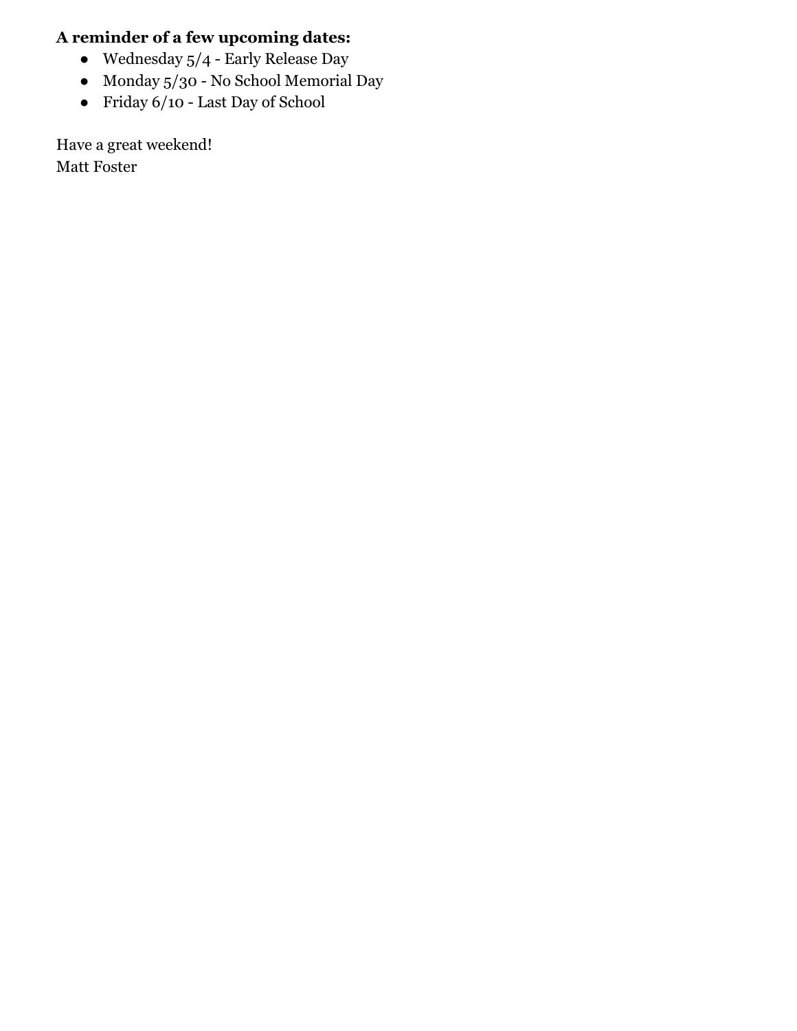**A reminder of a few upcoming dates:**

- Wednesday 5/4 - Early Release Day
- Monday 5/30 - No School Memorial Day
- Friday 6/10 - Last Day of School

Have a great weekend!
Matt Foster